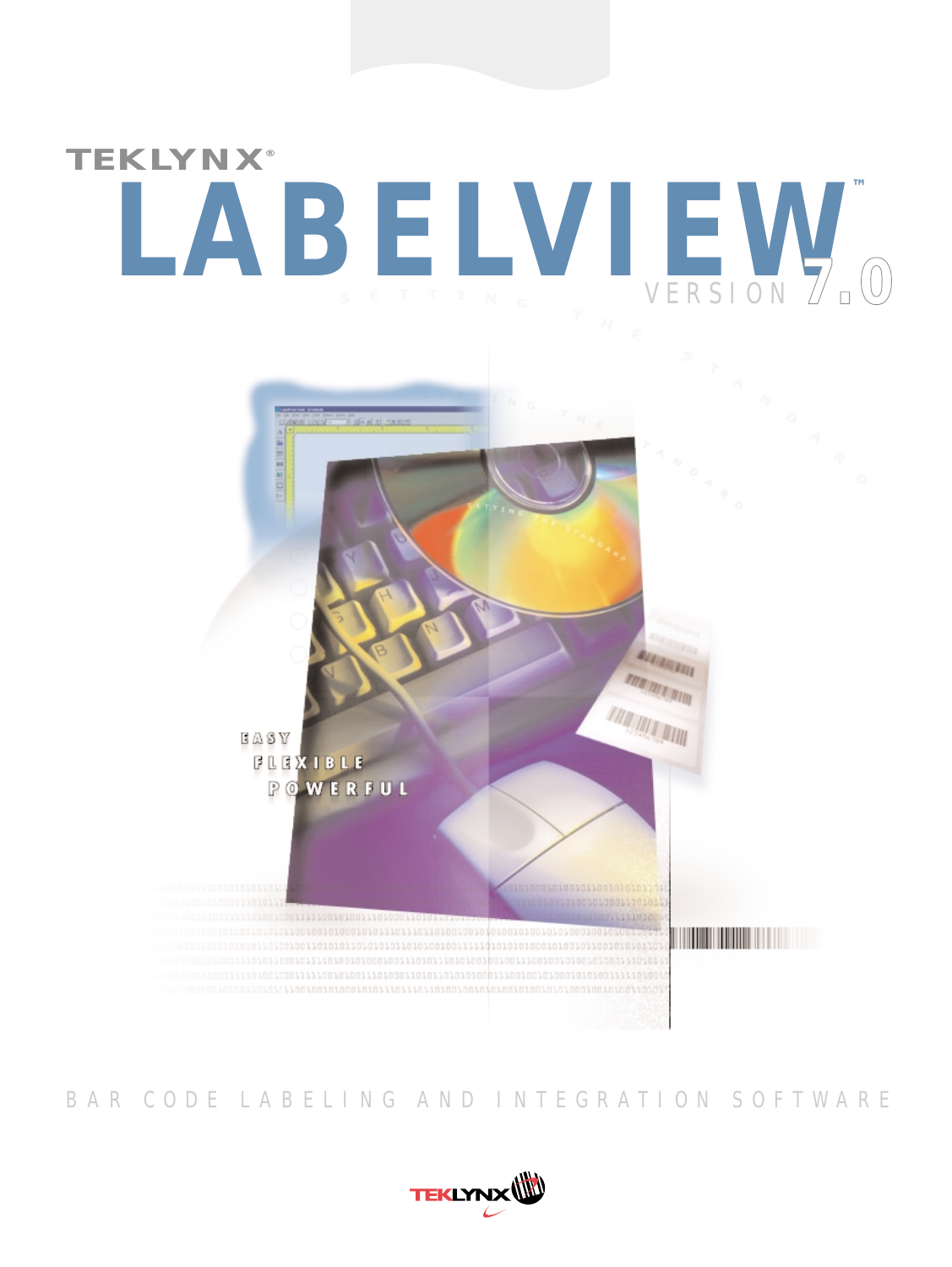TEKLYNX®

# LABELVIEW™

VERSION 7.0

EASY
FLEXIBLE
POWERFUL

BAR CODE LABELING AND INTEGRATION SOFTWARE

TEKLYNX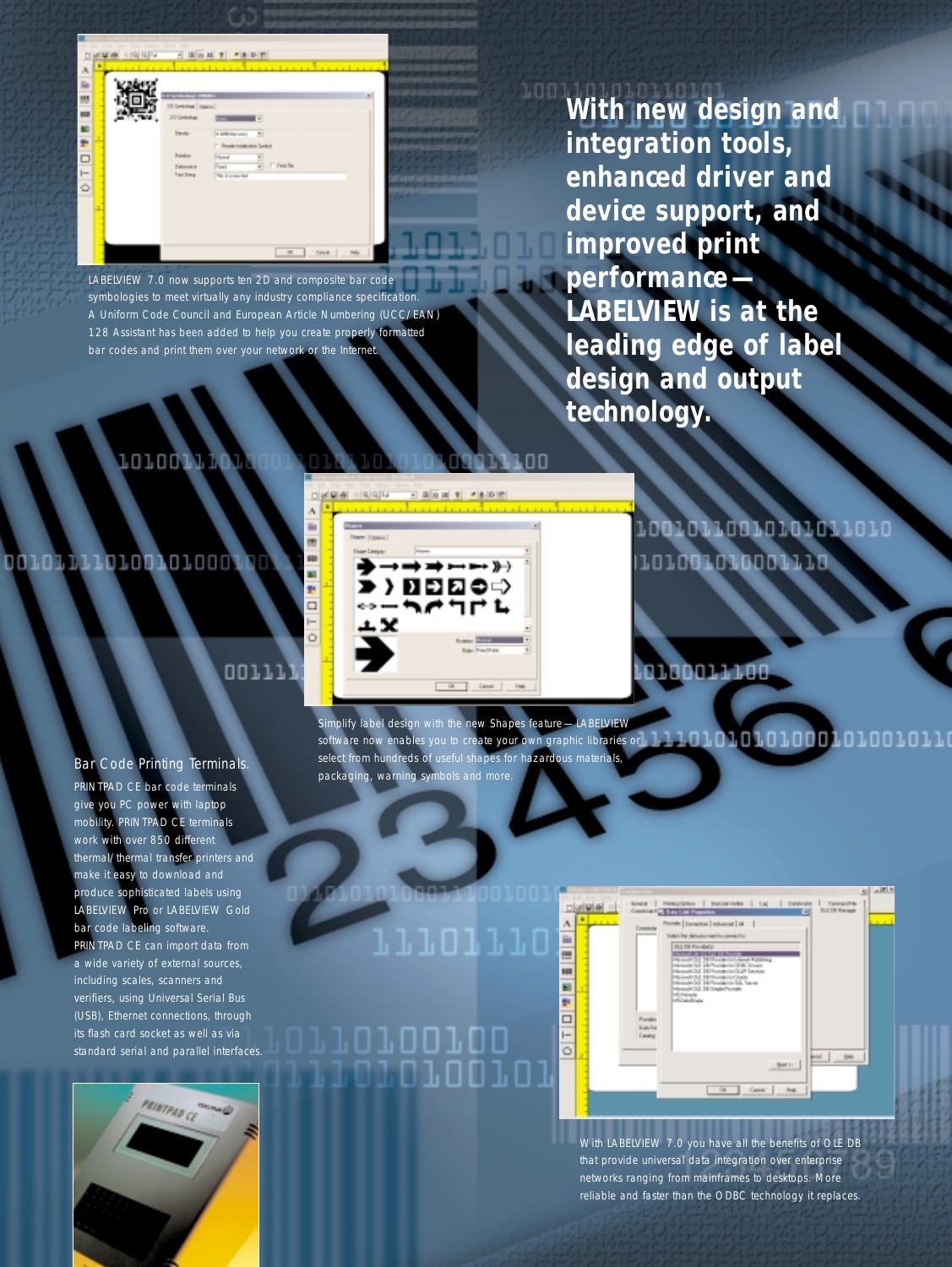LABELVIEW 7.0 now supports ten 2D and composite bar code symbologies to meet virtually any industry compliance specification. A Uniform Code Council and European Article Numbering (UCC/EAN) 128 Assistant has been added to help you create properly formatted bar codes and print them over your network or the Internet.

**With new design and integration tools, enhanced driver and device support, and improved print performance—LABELVIEW is at the leading edge of label design and output technology.**

Simplify label design with the new Shapes feature—LABELVIEW software now enables you to create your own graphic libraries or select from hundreds of useful shapes for hazardous materials, packaging, warning symbols and more.

## Bar Code Printing Terminals.

PRINTPAD CE bar code terminals give you PC power with laptop mobility. PRINTPAD CE terminals work with over 850 different thermal/thermal transfer printers and make it easy to download and produce sophisticated labels using LABELVIEW Pro or LABELVIEW Gold bar code labeling software. PRINTPAD CE can import data from a wide variety of external sources, including scales, scanners and verifiers, using Universal Serial Bus (USB), Ethernet connections, through its flash card socket as well as via standard serial and parallel interfaces.

With LABELVIEW 7.0 you have all the benefits of OLE DB that provide universal data integration over enterprise networks ranging from mainframes to desktops. More reliable and faster than the ODBC technology it replaces.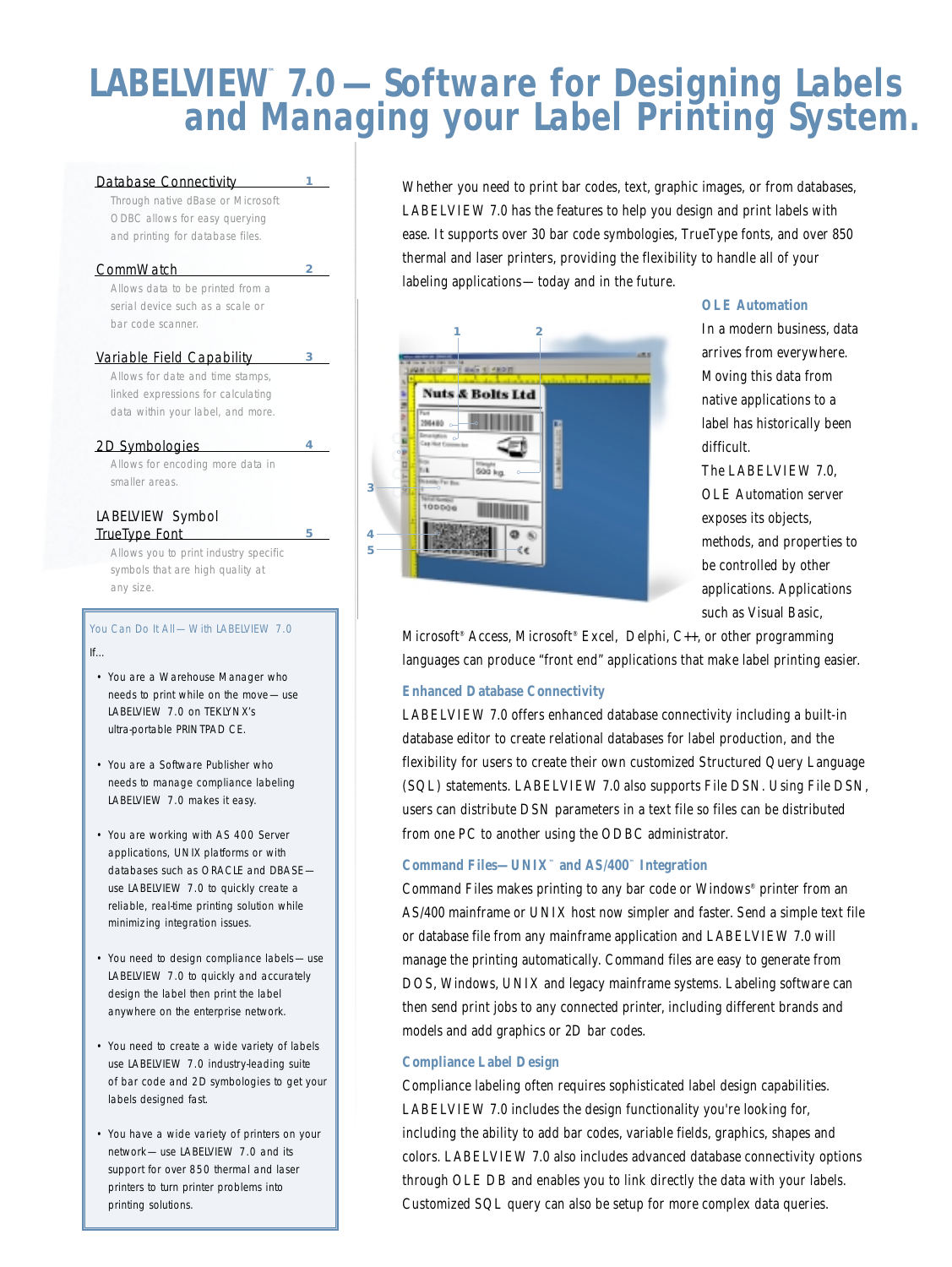# LABELVIEW™ 7.0 — Software for Designing Labels and Managing your Label Printing System.

**Database Connectivity** 1
Through native dBase or Microsoft ODBC allows for easy querying and printing for database files.

**CommWatch** 2
Allows data to be printed from a serial device such as a scale or bar code scanner.

**Variable Field Capability** 3
Allows for date and time stamps, linked expressions for calculating data within your label, and more.

**2D Symbologies** 4
Allows for encoding more data in smaller areas.

**LABELVIEW Symbol TrueType Font** 5
Allows you to print industry specific symbols that are high quality at any size.

**You Can Do It All — With LABELVIEW 7.0**

If...

- You are a Warehouse Manager who needs to print while on the move — use LABELVIEW 7.0 on TEKLYNX's ultra-portable PRINTPAD CE.
- You are a Software Publisher who needs to manage compliance labeling LABELVIEW 7.0 makes it easy.
- You are working with AS 400 Server applications, UNIX platforms or with databases such as ORACLE and DBASE — use LABELVIEW 7.0 to quickly create a reliable, real-time printing solution while minimizing integration issues.
- You need to design compliance labels — use LABELVIEW 7.0 to quickly and accurately design the label then print the label anywhere on the enterprise network.
- You need to create a wide variety of labels use LABELVIEW 7.0 industry-leading suite of bar code and 2D symbologies to get your labels designed fast.
- You have a wide variety of printers on your network — use LABELVIEW 7.0 and its support for over 850 thermal and laser printers to turn printer problems into printing solutions.

Whether you need to print bar codes, text, graphic images, or from databases, LABELVIEW 7.0 has the features to help you design and print labels with ease. It supports over 30 bar code symbologies, TrueType fonts, and over 850 thermal and laser printers, providing the flexibility to handle all of your labeling applications — today and in the future.

### OLE Automation

In a modern business, data arrives from everywhere. Moving this data from native applications to a label has historically been difficult. The LABELVIEW 7.0, OLE Automation server exposes its objects, methods, and properties to be controlled by other applications. Applications such as Visual Basic, Microsoft® Access, Microsoft® Excel, Delphi, C++, or other programming languages can produce "front end" applications that make label printing easier.

### Enhanced Database Connectivity

LABELVIEW 7.0 offers enhanced database connectivity including a built-in database editor to create relational databases for label production, and the flexibility for users to create their own customized Structured Query Language (SQL) statements. LABELVIEW 7.0 also supports File DSN. Using File DSN, users can distribute DSN parameters in a text file so files can be distributed from one PC to another using the ODBC administrator.

### Command Files—UNIX™ and AS/400™ Integration

Command Files makes printing to any bar code or Windows® printer from an AS/400 mainframe or UNIX host now simpler and faster. Send a simple text file or database file from any mainframe application and LABELVIEW 7.0 will manage the printing automatically. Command files are easy to generate from DOS, Windows, UNIX and legacy mainframe systems. Labeling software can then send print jobs to any connected printer, including different brands and models and add graphics or 2D bar codes.

### Compliance Label Design

Compliance labeling often requires sophisticated label design capabilities. LABELVIEW 7.0 includes the design functionality you're looking for, including the ability to add bar codes, variable fields, graphics, shapes and colors. LABELVIEW 7.0 also includes advanced database connectivity options through OLE DB and enables you to link directly the data with your labels. Customized SQL query can also be setup for more complex data queries.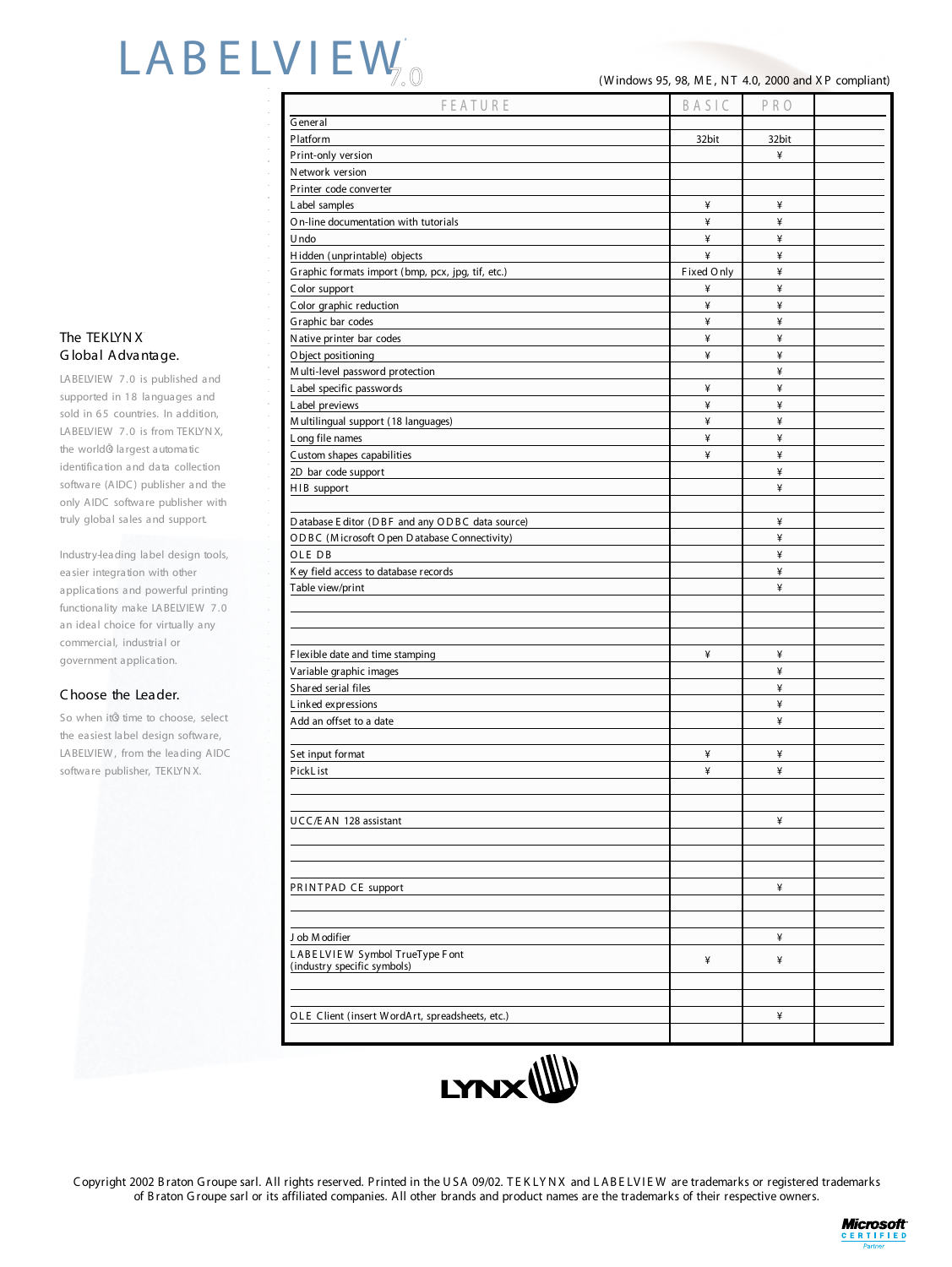# LABELVIEW 7.0

(Windows 95, 98, ME, NT 4.0, 2000 and XP compliant)

## The TEKLYNX Global Advantage.

LABELVIEW 7.0 is published and supported in 18 languages and sold in 65 countries. In addition, LABELVIEW 7.0 is from TEKLYNX, the world's largest automatic identification and data collection software (AIDC) publisher and the only AIDC software publisher with truly global sales and support.

Industry-leading label design tools, easier integration with other applications and powerful printing functionality make LABELVIEW 7.0 an ideal choice for virtually any commercial, industrial or government application.

## Choose the Leader.

So when it's time to choose, select the easiest label design software, LABELVIEW, from the leading AIDC software publisher, TEKLYNX.

| FEATURE | BASIC | PRO | |
|---|---|---|---|
| General | | | |
| Platform | 32bit | 32bit | |
| Print-only version | | ¥ | |
| Network version | | | |
| Printer code converter | | | |
| Label samples | ¥ | ¥ | |
| On-line documentation with tutorials | ¥ | ¥ | |
| Undo | ¥ | ¥ | |
| Hidden (unprintable) objects | ¥ | ¥ | |
| Graphic formats import (bmp, pcx, jpg, tif, etc.) | Fixed Only | ¥ | |
| Color support | ¥ | ¥ | |
| Color graphic reduction | ¥ | ¥ | |
| Graphic bar codes | ¥ | ¥ | |
| Native printer bar codes | ¥ | ¥ | |
| Object positioning | ¥ | ¥ | |
| Multi-level password protection | | ¥ | |
| Label specific passwords | ¥ | ¥ | |
| Label previews | ¥ | ¥ | |
| Multilingual support (18 languages) | ¥ | ¥ | |
| Long file names | ¥ | ¥ | |
| Custom shapes capabilities | ¥ | ¥ | |
| 2D bar code support | | ¥ | |
| HIB support | | ¥ | |
| | | | |
| Database Editor (DBF and any ODBC data source) | | ¥ | |
| ODBC (Microsoft Open Database Connectivity) | | ¥ | |
| OLE DB | | ¥ | |
| Key field access to database records | | ¥ | |
| Table view/print | | ¥ | |
| | | | |
| | | | |
| | | | |
| Flexible date and time stamping | ¥ | ¥ | |
| Variable graphic images | | ¥ | |
| Shared serial files | | ¥ | |
| Linked expressions | | ¥ | |
| Add an offset to a date | | ¥ | |
| | | | |
| Set input format | ¥ | ¥ | |
| PickList | ¥ | ¥ | |
| | | | |
| | | | |
| UCC/EAN 128 assistant | | ¥ | |
| | | | |
| | | | |
| | | | |
| PRINTPAD CE support | | ¥ | |
| | | | |
| | | | |
| Job Modifier | | ¥ | |
| LABELVIEW Symbol TrueType Font (industry specific symbols) | ¥ | ¥ | |
| | | | |
| | | | |
| OLE Client (insert WordArt, spreadsheets, etc.) | | ¥ | |
| | | | |

LYNX

Copyright 2002 Braton Groupe sarl. All rights reserved. Printed in the USA 09/02. TEKLYNX and LABELVIEW are trademarks or registered trademarks of Braton Groupe sarl or its affiliated companies. All other brands and product names are the trademarks of their respective owners.

Microsoft CERTIFIED Partner